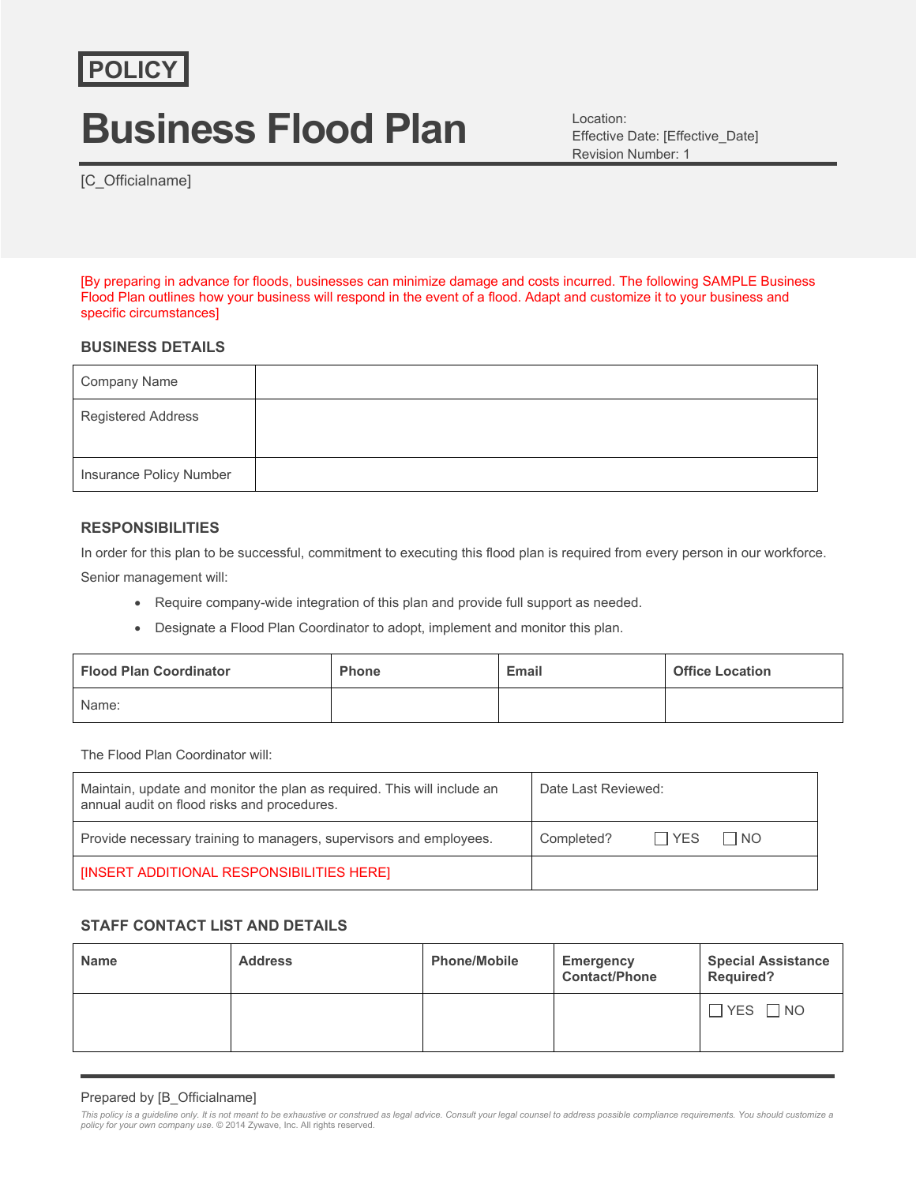**POLICY**

# Business Flood Plan

Location:
Effective Date: [Effective_Date]
Revision Number: 1

[C_Officialname]

[By preparing in advance for floods, businesses can minimize damage and costs incurred. The following SAMPLE Business Flood Plan outlines how your business will respond in the event of a flood. Adapt and customize it to your business and specific circumstances]

### BUSINESS DETAILS

| Company Name | |
|---|---|
| Registered Address | |
| Insurance Policy Number | |

### RESPONSIBILITIES

In order for this plan to be successful, commitment to executing this flood plan is required from every person in our workforce.

Senior management will:

- Require company-wide integration of this plan and provide full support as needed.
- Designate a Flood Plan Coordinator to adopt, implement and monitor this plan.

| Flood Plan Coordinator | Phone | Email | Office Location |
|---|---|---|---|
| Name: | | | |

The Flood Plan Coordinator will:

| Maintain, update and monitor the plan as required. This will include an annual audit on flood risks and procedures. | Date Last Reviewed: |
|---|---|
| Provide necessary training to managers, supervisors and employees. | Completed? ☐ YES ☐ NO |
| [INSERT ADDITIONAL RESPONSIBILITIES HERE] | |

### STAFF CONTACT LIST AND DETAILS

| Name | Address | Phone/Mobile | Emergency Contact/Phone | Special Assistance Required? |
|---|---|---|---|---|
| | | | | ☐ YES ☐ NO |

Prepared by [B_Officialname]

*This policy is a guideline only. It is not meant to be exhaustive or construed as legal advice. Consult your legal counsel to address possible compliance requirements. You should customize a policy for your own company use. © 2014 Zywave, Inc. All rights reserved.*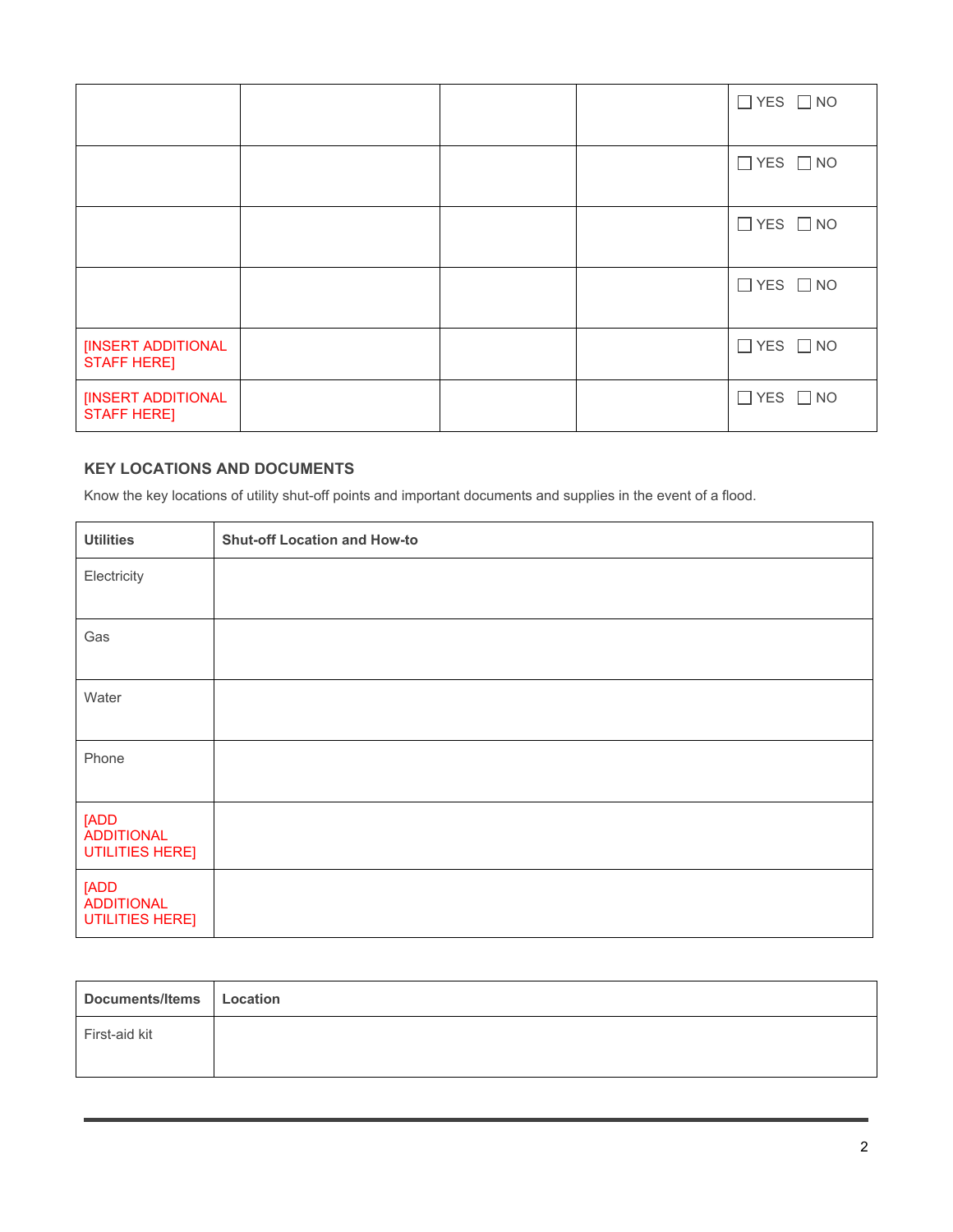| | | | | |
|---|---|---|---|---|
| | | | | ☐ YES ☐ NO |
| | | | | ☐ YES ☐ NO |
| | | | | ☐ YES ☐ NO |
| | | | | ☐ YES ☐ NO |
| [INSERT ADDITIONAL STAFF HERE] | | | | ☐ YES ☐ NO |
| [INSERT ADDITIONAL STAFF HERE] | | | | ☐ YES ☐ NO |

### KEY LOCATIONS AND DOCUMENTS

Know the key locations of utility shut-off points and important documents and supplies in the event of a flood.

| Utilities | Shut-off Location and How-to |
|---|---|
| Electricity | |
| Gas | |
| Water | |
| Phone | |
| [ADD ADDITIONAL UTILITIES HERE] | |
| [ADD ADDITIONAL UTILITIES HERE] | |

| Documents/Items | Location |
|---|---|
| First-aid kit | |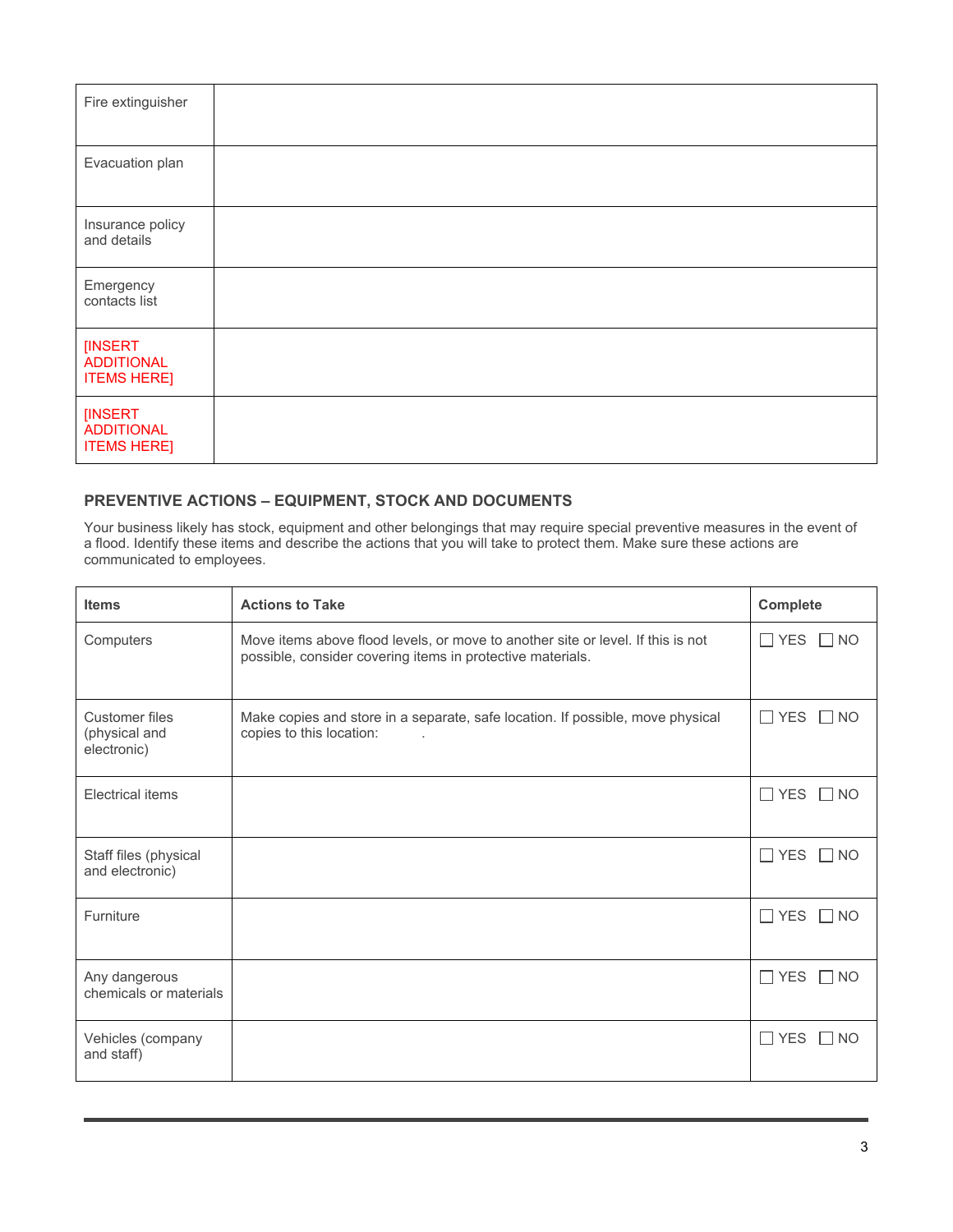| Fire extinguisher | |
|---|---|
| Evacuation plan | |
| Insurance policy and details | |
| Emergency contacts list | |
| [INSERT ADDITIONAL ITEMS HERE] | |
| [INSERT ADDITIONAL ITEMS HERE] | |

### PREVENTIVE ACTIONS – EQUIPMENT, STOCK AND DOCUMENTS

Your business likely has stock, equipment and other belongings that may require special preventive measures in the event of a flood. Identify these items and describe the actions that you will take to protect them. Make sure these actions are communicated to employees.

| Items | Actions to Take | Complete |
|---|---|---|
| Computers | Move items above flood levels, or move to another site or level. If this is not possible, consider covering items in protective materials. | ☐ YES ☐ NO |
| Customer files (physical and electronic) | Make copies and store in a separate, safe location. If possible, move physical copies to this location: . | ☐ YES ☐ NO |
| Electrical items | | ☐ YES ☐ NO |
| Staff files (physical and electronic) | | ☐ YES ☐ NO |
| Furniture | | ☐ YES ☐ NO |
| Any dangerous chemicals or materials | | ☐ YES ☐ NO |
| Vehicles (company and staff) | | ☐ YES ☐ NO |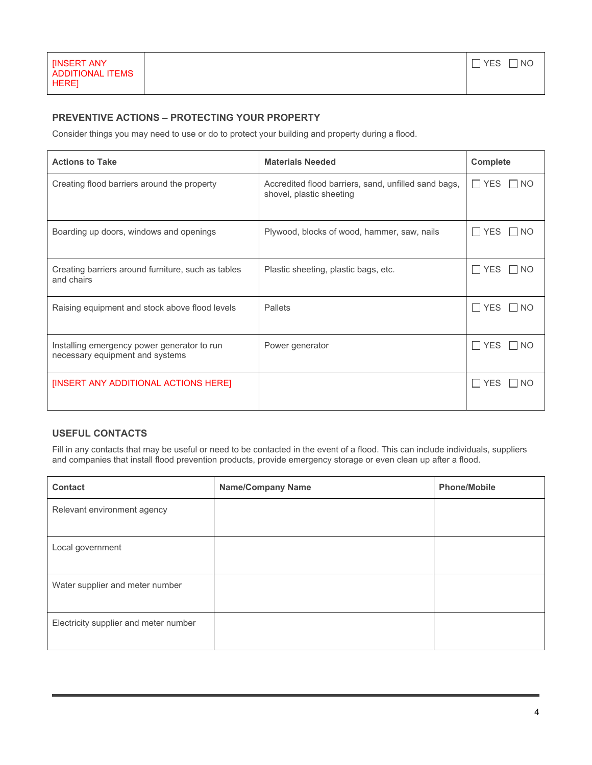| [INSERT ANY ADDITIONAL ITEMS HERE] | | ☐ YES ☐ NO |
|---|---|---|

### PREVENTIVE ACTIONS – PROTECTING YOUR PROPERTY

Consider things you may need to use or do to protect your building and property during a flood.

| Actions to Take | Materials Needed | Complete |
|---|---|---|
| Creating flood barriers around the property | Accredited flood barriers, sand, unfilled sand bags, shovel, plastic sheeting | ☐ YES ☐ NO |
| Boarding up doors, windows and openings | Plywood, blocks of wood, hammer, saw, nails | ☐ YES ☐ NO |
| Creating barriers around furniture, such as tables and chairs | Plastic sheeting, plastic bags, etc. | ☐ YES ☐ NO |
| Raising equipment and stock above flood levels | Pallets | ☐ YES ☐ NO |
| Installing emergency power generator to run necessary equipment and systems | Power generator | ☐ YES ☐ NO |
| [INSERT ANY ADDITIONAL ACTIONS HERE] | | ☐ YES ☐ NO |

### USEFUL CONTACTS

Fill in any contacts that may be useful or need to be contacted in the event of a flood. This can include individuals, suppliers and companies that install flood prevention products, provide emergency storage or even clean up after a flood.

| Contact | Name/Company Name | Phone/Mobile |
|---|---|---|
| Relevant environment agency | | |
| Local government | | |
| Water supplier and meter number | | |
| Electricity supplier and meter number | | |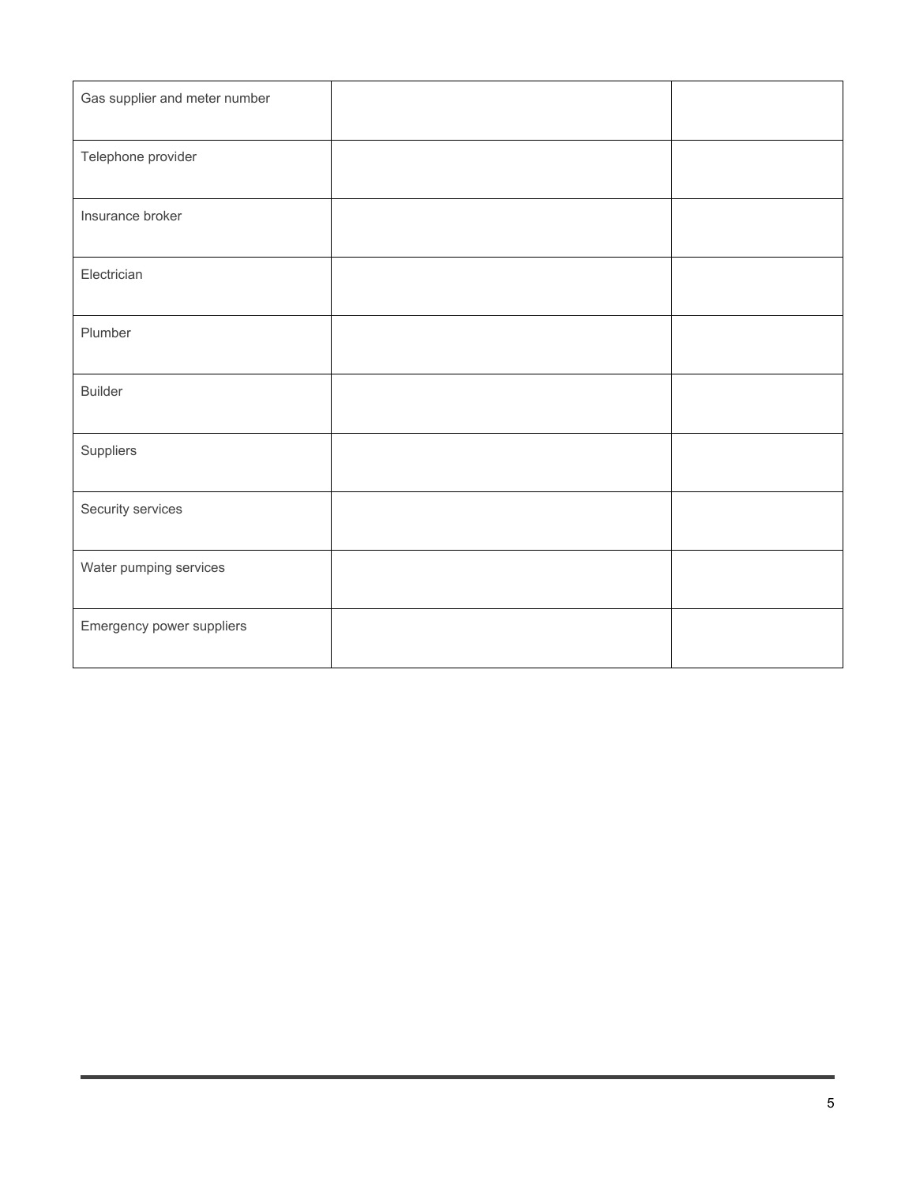| | | |
|---|---|---|
| Gas supplier and meter number | | |
| Telephone provider | | |
| Insurance broker | | |
| Electrician | | |
| Plumber | | |
| Builder | | |
| Suppliers | | |
| Security services | | |
| Water pumping services | | |
| Emergency power suppliers | | |